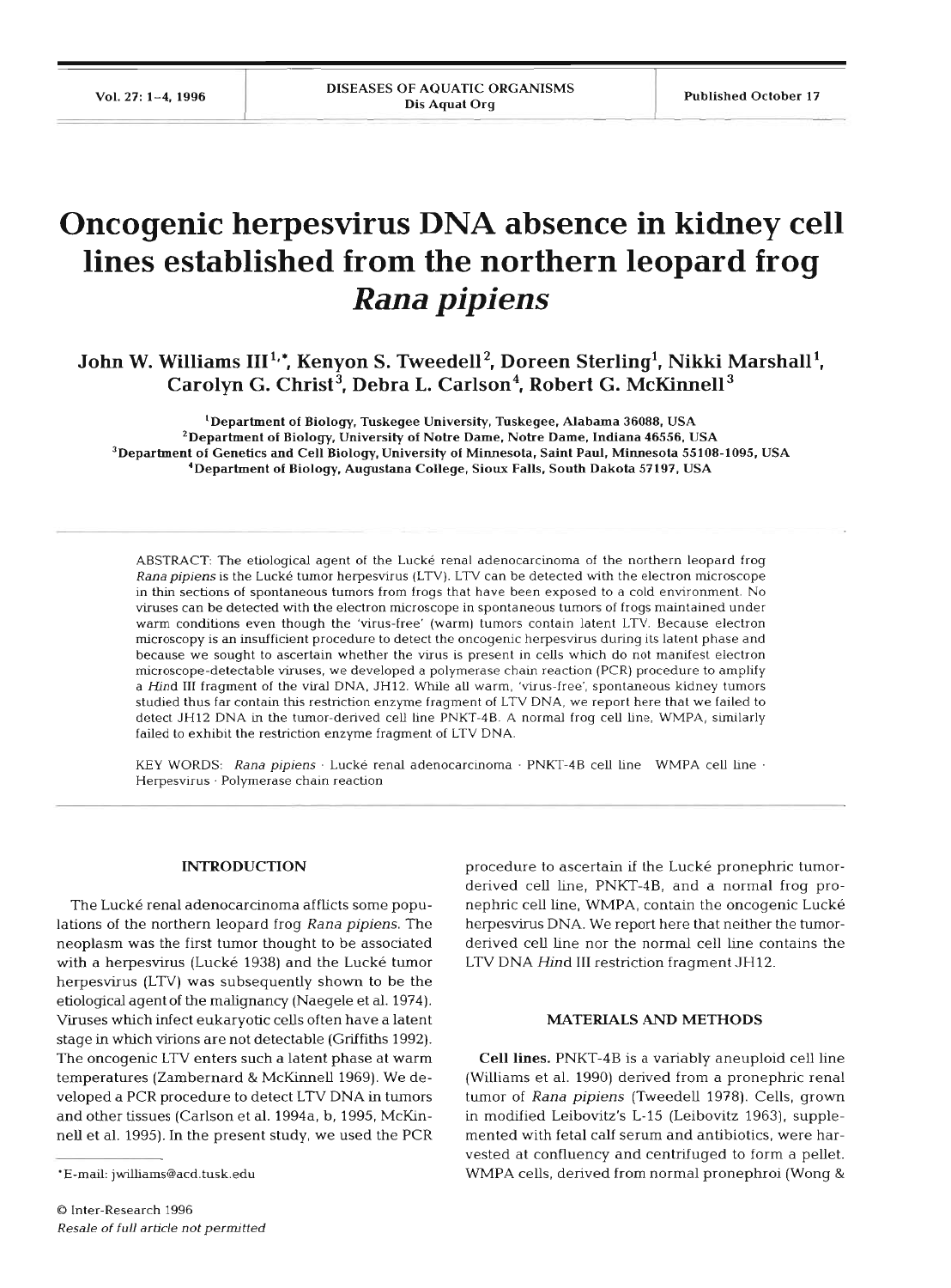# Oncogenic herpesvirus DNA absence in kidney cell lines established from the northern leopard frog *Rana pipiens*

**John W. Williams III[1,*], Kenyon S. Tweedell[2], Doreen Sterling[1], Nikki Marshall[1], Carolyn G. Christ[3], Debra L. Carlson[4], Robert G. McKinnell[3]**

[1]Department of Biology, Tuskegee University, Tuskegee, Alabama 36088, USA
[2]Department of Biology, University of Notre Dame, Notre Dame, Indiana 46556, USA
[3]Department of Genetics and Cell Biology, University of Minnesota, Saint Paul, Minnesota 55108-1095, USA
[4]Department of Biology, Augustana College, Sioux Falls, South Dakota 57197, USA

ABSTRACT: The etiological agent of the Lucké renal adenocarcinoma of the northern leopard frog *Rana pipiens* is the Lucké tumor herpesvirus (LTV). LTV can be detected with the electron microscope in thin sections of spontaneous tumors from frogs that have been exposed to a cold environment. No viruses can be detected with the electron microscope in spontaneous tumors of frogs maintained under warm conditions even though the 'virus-free' (warm) tumors contain latent LTV. Because electron microscopy is an insufficient procedure to detect the oncogenic herpesvirus during its latent phase and because we sought to ascertain whether the virus is present in cells which do not manifest electron microscope-detectable viruses, we developed a polymerase chain reaction (PCR) procedure to amplify a *Hind* III fragment of the viral DNA, JH12. While all warm, 'virus-free', spontaneous kidney tumors studied thus far contain this restriction enzyme fragment of LTV DNA, we report here that we failed to detect JH12 DNA in the tumor-derived cell line PNKT-4B. A normal frog cell line, WMPA, similarly failed to exhibit the restriction enzyme fragment of LTV DNA.

KEY WORDS: *Rana pipiens* · Lucké renal adenocarcinoma · PNKT-4B cell line · WMPA cell line · Herpesvirus · Polymerase chain reaction

## INTRODUCTION

The Lucké renal adenocarcinoma afflicts some populations of the northern leopard frog *Rana pipiens*. The neoplasm was the first tumor thought to be associated with a herpesvirus (Lucké 1938) and the Lucké tumor herpesvirus (LTV) was subsequently shown to be the etiological agent of the malignancy (Naegele et al. 1974). Viruses which infect eukaryotic cells often have a latent stage in which virions are not detectable (Griffiths 1992). The oncogenic LTV enters such a latent phase at warm temperatures (Zambernard & McKinnell 1969). We developed a PCR procedure to detect LTV DNA in tumors and other tissues (Carlson et al. 1994a, b, 1995, McKinnell et al. 1995). In the present study, we used the PCR procedure to ascertain if the Lucké pronephric tumor-derived cell line, PNKT-4B, and a normal frog pronephric cell line, WMPA, contain the oncogenic Lucké herpesvirus DNA. We report here that neither the tumor-derived cell line nor the normal cell line contains the LTV DNA *Hind* III restriction fragment JH12.

*E-mail: jwilliams@acd.tusk.edu

## MATERIALS AND METHODS

**Cell lines.** PNKT-4B is a variably aneuploid cell line (Williams et al. 1990) derived from a pronephric renal tumor of *Rana pipiens* (Tweedell 1978). Cells, grown in modified Leibovitz's L-15 (Leibovitz 1963), supplemented with fetal calf serum and antibiotics, were harvested at confluency and centrifuged to form a pellet. WMPA cells, derived from normal pronephroi (Wong &

© Inter-Research 1996
*Resale of full article not permitted*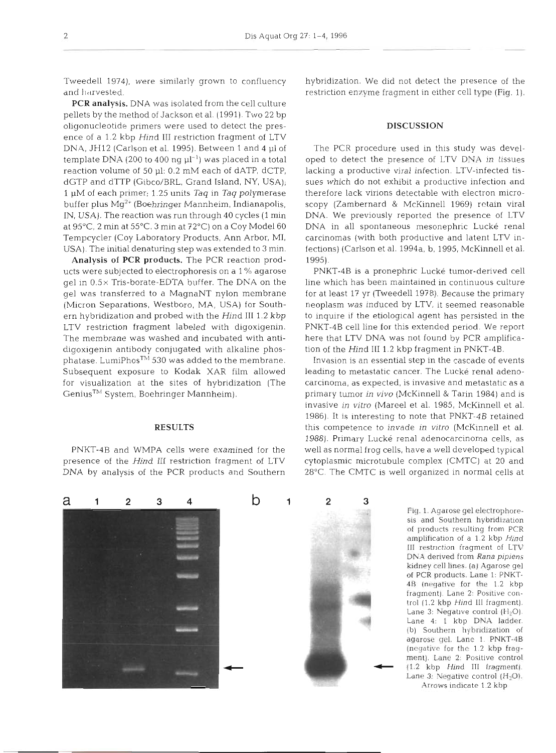Tweedell 1974), were similarly grown to confluency and harvested.

**PCR analysis.** DNA was isolated from the cell culture pellets by the method of Jackson et al. (1991). Two 22 bp oligonucleotide primers were used to detect the presence of a 1.2 kbp *Hind* III restriction fragment of LTV DNA, JH12 (Carlson et al. 1995). Between 1 and 4 µl of template DNA (200 to 400 ng $\mu l^{-1}$) was placed in a total reaction volume of 50 µl: 0.2 mM each of dATP, dCTP, dGTP and dTTP (Gibco/BRL, Grand Island, NY, USA); 1 µM of each primer; 1.25 units *Taq* in *Taq* polymerase buffer plus $Mg^{2+}$ (Boehringer Mannheim, Indianapolis, IN, USA). The reaction was run through 40 cycles (1 min at 95°C, 2 min at 55°C, 3 min at 72°C) on a Coy Model 60 Tempcycler (Coy Laboratory Products, Ann Arbor, MI, USA). The initial denaturing step was extended to 3 min.

**Analysis of PCR products.** The PCR reaction products were subjected to electrophoresis on a 1% agarose gel in 0.5× Tris-borate-EDTA buffer. The DNA on the gel was transferred to a MagnaNT nylon membrane (Micron Separations, Westboro, MA, USA) for Southern hybridization and probed with the *Hind* III 1.2 kbp LTV restriction fragment labeled with digoxigenin. The membrane was washed and incubated with anti-digoxigenin antibody conjugated with alkaline phosphatase. LumiPhos™ 530 was added to the membrane. Subsequent exposure to Kodak XAR film allowed for visualization at the sites of hybridization (The Genius™ System, Boehringer Mannheim).

## RESULTS

PNKT-4B and WMPA cells were examined for the presence of the *Hind* III restriction fragment of LTV DNA by analysis of the PCR products and Southern hybridization. We did not detect the presence of the restriction enzyme fragment in either cell type (Fig. 1).

## DISCUSSION

The PCR procedure used in this study was developed to detect the presence of LTV DNA in tissues lacking a productive viral infection. LTV-infected tissues which do not exhibit a productive infection and therefore lack virions detectable with electron microscopy (Zambernard & McKinnell 1969) retain viral DNA. We previously reported the presence of LTV DNA in all spontaneous mesonephric Lucké renal carcinomas (with both productive and latent LTV infections) (Carlson et al. 1994a, b, 1995, McKinnell et al. 1995).

PNKT-4B is a pronephric Lucké tumor-derived cell line which has been maintained in continuous culture for at least 17 yr (Tweedell 1978). Because the primary neoplasm was induced by LTV, it seemed reasonable to inquire if the etiological agent has persisted in the PNKT-4B cell line for this extended period. We report here that LTV DNA was not found by PCR amplification of the *Hind* III 1.2 kbp fragment in PNKT-4B.

Invasion is an essential step in the cascade of events leading to metastatic cancer. The Lucké renal adenocarcinoma, as expected, is invasive and metastatic as a primary tumor *in vivo* (McKinnell & Tarin 1984) and is invasive *in vitro* (Mareel et al. 1985, McKinnell et al. 1986). It is interesting to note that PNKT-4B retained this competence to invade *in vitro* (McKinnell et al. 1988). Primary Lucké renal adenocarcinoma cells, as well as normal frog cells, have a well developed typical cytoplasmic microtubule complex (CMTC) at 20 and 28°C. The CMTC is well organized in normal cells at

Fig. 1. Agarose gel electrophoresis and Southern hybridization of products resulting from PCR amplification of a 1.2 kbp *Hind* III restriction fragment of LTV DNA derived from *Rana pipiens* kidney cell lines. (a) Agarose gel of PCR products. Lane 1: PNKT-4B (negative for the 1.2 kbp fragment). Lane 2: Positive control (1.2 kbp *Hind* III fragment). Lane 3: Negative control ($H_2O$). Lane 4: 1 kbp DNA ladder. (b) Southern hybridization of agarose gel. Lane 1: PNKT-4B (negative for the 1.2 kbp fragment). Lane 2: Positive control (1.2 kbp *Hind* III fragment). Lane 3: Negative control ($H_2O$). Arrows indicate 1.2 kbp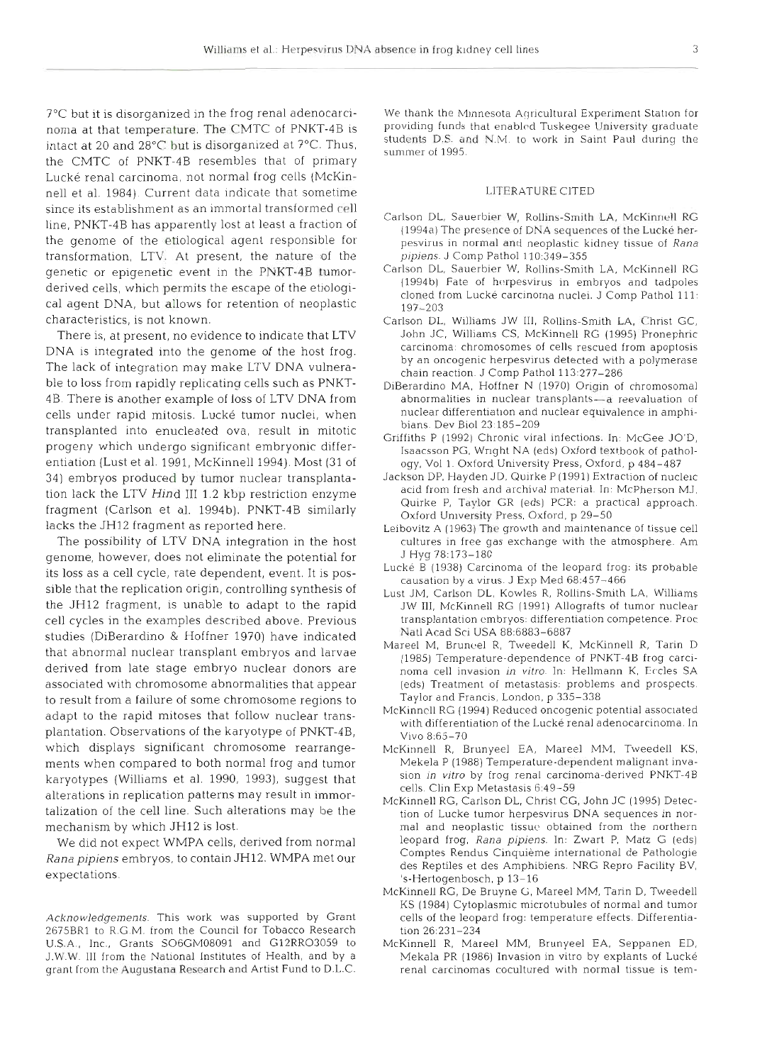7°C but it is disorganized in the frog renal adenocarcinoma at that temperature. The CMTC of PNKT-4B is intact at 20 and 28°C but is disorganized at 7°C. Thus, the CMTC of PNKT-4B resembles that of primary Lucké renal carcinoma, not normal frog cells (McKinnell et al. 1984). Current data indicate that sometime since its establishment as an immortal transformed cell line, PNKT-4B has apparently lost at least a fraction of the genome of the etiological agent responsible for transformation, LTV. At present, the nature of the genetic or epigenetic event in the PNKT-4B tumor-derived cells, which permits the escape of the etiological agent DNA, but allows for retention of neoplastic characteristics, is not known.

There is, at present, no evidence to indicate that LTV DNA is integrated into the genome of the host frog. The lack of integration may make LTV DNA vulnerable to loss from rapidly replicating cells such as PNKT-4B. There is another example of loss of LTV DNA from cells under rapid mitosis. Lucké tumor nuclei, when transplanted into enucleated ova, result in mitotic progeny which undergo significant embryonic differentiation (Lust et al. 1991, McKinnell 1994). Most (31 of 34) embryos produced by tumor nuclear transplantation lack the LTV *Hind* III 1.2 kbp restriction enzyme fragment (Carlson et al. 1994b). PNKT-4B similarly lacks the JH12 fragment as reported here.

The possibility of LTV DNA integration in the host genome, however, does not eliminate the potential for its loss as a cell cycle, rate dependent, event. It is possible that the replication origin, controlling synthesis of the JH12 fragment, is unable to adapt to the rapid cell cycles in the examples described above. Previous studies (DiBerardino & Hoffner 1970) have indicated that abnormal nuclear transplant embryos and larvae derived from late stage embryo nuclear donors are associated with chromosome abnormalities that appear to result from a failure of some chromosome regions to adapt to the rapid mitoses that follow nuclear transplantation. Observations of the karyotype of PNKT-4B, which displays significant chromosome rearrangements when compared to both normal frog and tumor karyotypes (Williams et al. 1990, 1993), suggest that alterations in replication patterns may result in immortalization of the cell line. Such alterations may be the mechanism by which JH12 is lost.

We did not expect WMPA cells, derived from normal *Rana pipiens* embryos, to contain JH12. WMPA met our expectations.

*Acknowledgements.* This work was supported by Grant 2675BR1 to R.G.M. from the Council for Tobacco Research U.S.A., Inc., Grants SO6GM08091 and G12RRO3059 to J.W.W. III from the National Institutes of Health, and by a grant from the Augustana Research and Artist Fund to D.L.C. We thank the Minnesota Agricultural Experiment Station for providing funds that enabled Tuskegee University graduate students D.S. and N.M. to work in Saint Paul during the summer of 1995.

## LITERATURE CITED

Carlson DL, Sauerbier W, Rollins-Smith LA, McKinnell RG (1994a) The presence of DNA sequences of the Lucké herpesvirus in normal and neoplastic kidney tissue of *Rana pipiens*. J Comp Pathol 110:349–355

Carlson DL, Sauerbier W, Rollins-Smith LA, McKinnell RG (1994b) Fate of herpesvirus in embryos and tadpoles cloned from Lucké carcinoma nuclei. J Comp Pathol 111: 197–203

Carlson DL, Williams JW III, Rollins-Smith LA, Christ GC, John JC, Williams CS, McKinnell RG (1995) Pronephric carcinoma: chromosomes of cells rescued from apoptosis by an oncogenic herpesvirus detected with a polymerase chain reaction. J Comp Pathol 113:277–286

DiBerardino MA, Hoffner N (1970) Origin of chromosomal abnormalities in nuclear transplants—a reevaluation of nuclear differentiation and nuclear equivalence in amphibians. Dev Biol 23:185–209

Griffiths P (1992) Chronic viral infections. In: McGee JO'D, Isaacsson PG, Wright NA (eds) Oxford textbook of pathology, Vol 1. Oxford University Press, Oxford, p 484–487

Jackson DP, Hayden JD, Quirke P (1991) Extraction of nucleic acid from fresh and archival material. In: McPherson MJ, Quirke P, Taylor GR (eds) PCR: a practical approach. Oxford University Press, Oxford, p 29–50

Leibovitz A (1963) The growth and maintenance of tissue cell cultures in free gas exchange with the atmosphere. Am J Hyg 78:173–180

Lucké B (1938) Carcinoma of the leopard frog: its probable causation by a virus. J Exp Med 68:457–466

Lust JM, Carlson DL, Kowles R, Rollins-Smith LA, Williams JW III, McKinnell RG (1991) Allografts of tumor nuclear transplantation embryos: differentiation competence. Proc Natl Acad Sci USA 88:6883–6887

Mareel M, Bruneel R, Tweedell K, McKinnell R, Tarin D (1985) Temperature-dependence of PNKT-4B frog carcinoma cell invasion *in vitro*. In: Hellmann K, Eccles SA (eds) Treatment of metastasis: problems and prospects. Taylor and Francis, London, p 335–338

McKinnell RG (1994) Reduced oncogenic potential associated with differentiation of the Lucké renal adenocarcinoma. In Vivo 8:65–70

McKinnell R, Brunyeel EA, Mareel MM, Tweedell KS, Mekela P (1988) Temperature-dependent malignant invasion *in vitro* by frog renal carcinoma-derived PNKT-4B cells. Clin Exp Metastasis 6:49–59

McKinnell RG, Carlson DL, Christ CG, John JC (1995) Detection of Lucke tumor herpesvirus DNA sequences in normal and neoplastic tissue obtained from the northern leopard frog, *Rana pipiens*. In: Zwart P, Matz G (eds) Comptes Rendus Cinquième international de Pathologie des Reptiles et des Amphibiens. NRG Repro Facility BV, 's-Hertogenbosch, p 13–16

McKinnell RG, De Bruyne G, Mareel MM, Tarin D, Tweedell KS (1984) Cytoplasmic microtubules of normal and tumor cells of the leopard frog: temperature effects. Differentiation 26:231–234

McKinnell R, Mareel MM, Brunyeel EA, Seppanen ED, Mekela PR (1986) Invasion in vitro by explants of Lucké renal carcinomas cocultured with normal tissue is tem-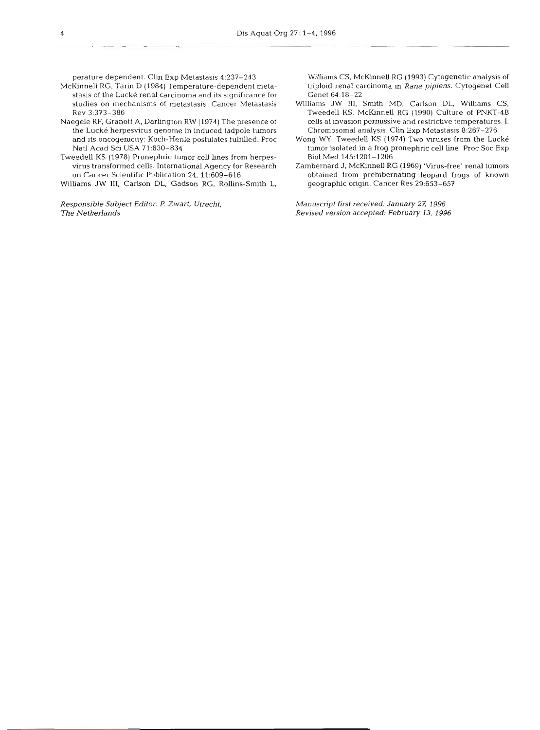perature dependent. Clin Exp Metastasis 4:237–243

McKinnell RG, Tarin D (1984) Temperature-dependent metastasis of the Lucké renal carcinoma and its significance for studies on mechanisms of metastasis. Cancer Metastasis Rev 3:373–386

Naegele RF, Granoff A, Darlington RW (1974) The presence of the Lucké herpesvirus genome in induced tadpole tumors and its oncogenicity: Koch-Henle postulates fulfilled. Proc Natl Acad Sci USA 71:830–834

Tweedell KS (1978) Pronephric tumor cell lines from herpesvirus transformed cells. International Agency for Research on Cancer Scientific Publication 24, 11:609–616

Williams JW III, Carlson DL, Gadson RG, Rollins-Smith L, Williams CS, McKinnell RG (1993) Cytogenetic analysis of triploid renal carcinoma in *Rana pipiens*. Cytogenet Cell Genet 64:18–22

Williams JW III, Smith MD, Carlson DL, Williams CS, Tweedell KS, McKinnell RG (1990) Culture of PNKT-4B cells at invasion permissive and restrictive temperatures. I. Chromosomal analysis. Clin Exp Metastasis 8:267–276

Wong WY, Tweedell KS (1974) Two viruses from the Lucké tumor isolated in a frog pronephric cell line. Proc Soc Exp Biol Med 145:1201–1206

Zambernard J, McKinnell RG (1969) 'Virus-free' renal tumors obtained from prehibernating leopard frogs of known geographic origin. Cancer Res 29:653–657

*Responsible Subject Editor: P. Zwart, Utrecht, The Netherlands*

*Manuscript first received: January 27, 1996*
*Revised version accepted: February 13, 1996*